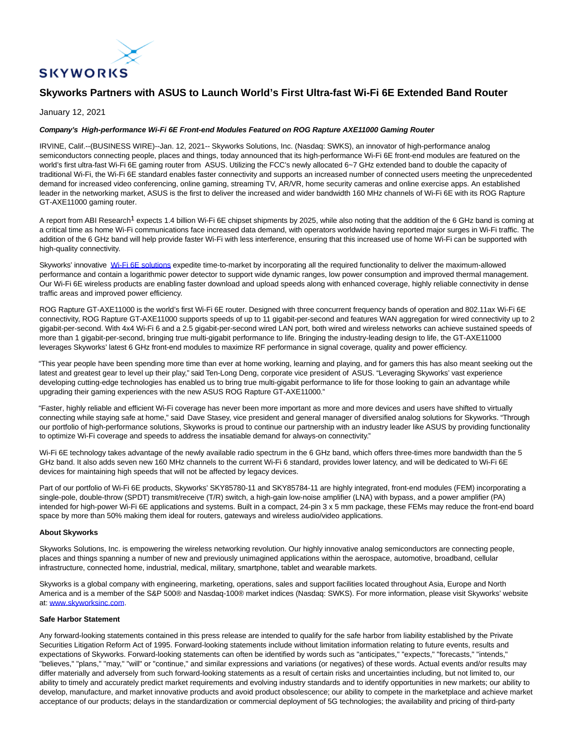# Skyworks Partners with ASUS to Launch World's First Ultra-fast Wi-Fi 6E Extended Band Router

January 12, 2021

***Company's High-performance Wi-Fi 6E Front-end Modules Featured on ROG Rapture AXE11000 Gaming Router***

IRVINE, Calif.--(BUSINESS WIRE)--Jan. 12, 2021-- Skyworks Solutions, Inc. (Nasdaq: SWKS), an innovator of high-performance analog semiconductors connecting people, places and things, today announced that its high-performance Wi-Fi 6E front-end modules are featured on the world's first ultra-fast Wi-Fi 6E gaming router from ASUS. Utilizing the FCC's newly allocated 6~7 GHz extended band to double the capacity of traditional Wi-Fi, the Wi-Fi 6E standard enables faster connectivity and supports an increased number of connected users meeting the unprecedented demand for increased video conferencing, online gaming, streaming TV, AR/VR, home security cameras and online exercise apps. An established leader in the networking market, ASUS is the first to deliver the increased and wider bandwidth 160 MHz channels of Wi-Fi 6E with its ROG Rapture GT-AXE11000 gaming router.

A report from ABI Research[1] expects 1.4 billion Wi-Fi 6E chipset shipments by 2025, while also noting that the addition of the 6 GHz band is coming at a critical time as home Wi-Fi communications face increased data demand, with operators worldwide having reported major surges in Wi-Fi traffic. The addition of the 6 GHz band will help provide faster Wi-Fi with less interference, ensuring that this increased use of home Wi-Fi can be supported with high-quality connectivity.

Skyworks' innovative [Wi-Fi 6E solutions](#) expedite time-to-market by incorporating all the required functionality to deliver the maximum-allowed performance and contain a logarithmic power detector to support wide dynamic ranges, low power consumption and improved thermal management. Our Wi-Fi 6E wireless products are enabling faster download and upload speeds along with enhanced coverage, highly reliable connectivity in dense traffic areas and improved power efficiency.

ROG Rapture GT-AXE11000 is the world's first Wi-Fi 6E router. Designed with three concurrent frequency bands of operation and 802.11ax Wi-Fi 6E connectivity, ROG Rapture GT-AXE11000 supports speeds of up to 11 gigabit-per-second and features WAN aggregation for wired connectivity up to 2 gigabit-per-second. With 4x4 Wi-Fi 6 and a 2.5 gigabit-per-second wired LAN port, both wired and wireless networks can achieve sustained speeds of more than 1 gigabit-per-second, bringing true multi-gigabit performance to life. Bringing the industry-leading design to life, the GT-AXE11000 leverages Skyworks' latest 6 GHz front-end modules to maximize RF performance in signal coverage, quality and power efficiency.

"This year people have been spending more time than ever at home working, learning and playing, and for gamers this has also meant seeking out the latest and greatest gear to level up their play," said Ten-Long Deng, corporate vice president of ASUS. "Leveraging Skyworks' vast experience developing cutting-edge technologies has enabled us to bring true multi-gigabit performance to life for those looking to gain an advantage while upgrading their gaming experiences with the new ASUS ROG Rapture GT-AXE11000."

"Faster, highly reliable and efficient Wi-Fi coverage has never been more important as more and more devices and users have shifted to virtually connecting while staying safe at home," said Dave Stasey, vice president and general manager of diversified analog solutions for Skyworks. "Through our portfolio of high-performance solutions, Skyworks is proud to continue our partnership with an industry leader like ASUS by providing functionality to optimize Wi-Fi coverage and speeds to address the insatiable demand for always-on connectivity."

Wi-Fi 6E technology takes advantage of the newly available radio spectrum in the 6 GHz band, which offers three-times more bandwidth than the 5 GHz band. It also adds seven new 160 MHz channels to the current Wi-Fi 6 standard, provides lower latency, and will be dedicated to Wi-Fi 6E devices for maintaining high speeds that will not be affected by legacy devices.

Part of our portfolio of Wi-Fi 6E products, Skyworks' SKY85780-11 and SKY85784-11 are highly integrated, front-end modules (FEM) incorporating a single-pole, double-throw (SPDT) transmit/receive (T/R) switch, a high-gain low-noise amplifier (LNA) with bypass, and a power amplifier (PA) intended for high-power Wi-Fi 6E applications and systems. Built in a compact, 24-pin 3 x 5 mm package, these FEMs may reduce the front-end board space by more than 50% making them ideal for routers, gateways and wireless audio/video applications.

**About Skyworks**

Skyworks Solutions, Inc. is empowering the wireless networking revolution. Our highly innovative analog semiconductors are connecting people, places and things spanning a number of new and previously unimagined applications within the aerospace, automotive, broadband, cellular infrastructure, connected home, industrial, medical, military, smartphone, tablet and wearable markets.

Skyworks is a global company with engineering, marketing, operations, sales and support facilities located throughout Asia, Europe and North America and is a member of the S&P 500® and Nasdaq-100® market indices (Nasdaq: SWKS). For more information, please visit Skyworks' website at: [www.skyworksinc.com](http://www.skyworksinc.com).

**Safe Harbor Statement**

Any forward-looking statements contained in this press release are intended to qualify for the safe harbor from liability established by the Private Securities Litigation Reform Act of 1995. Forward-looking statements include without limitation information relating to future events, results and expectations of Skyworks. Forward-looking statements can often be identified by words such as "anticipates," "expects," "forecasts," "intends," "believes," "plans," "may," "will" or "continue," and similar expressions and variations (or negatives) of these words. Actual events and/or results may differ materially and adversely from such forward-looking statements as a result of certain risks and uncertainties including, but not limited to, our ability to timely and accurately predict market requirements and evolving industry standards and to identify opportunities in new markets; our ability to develop, manufacture, and market innovative products and avoid product obsolescence; our ability to compete in the marketplace and achieve market acceptance of our products; delays in the standardization or commercial deployment of 5G technologies; the availability and pricing of third-party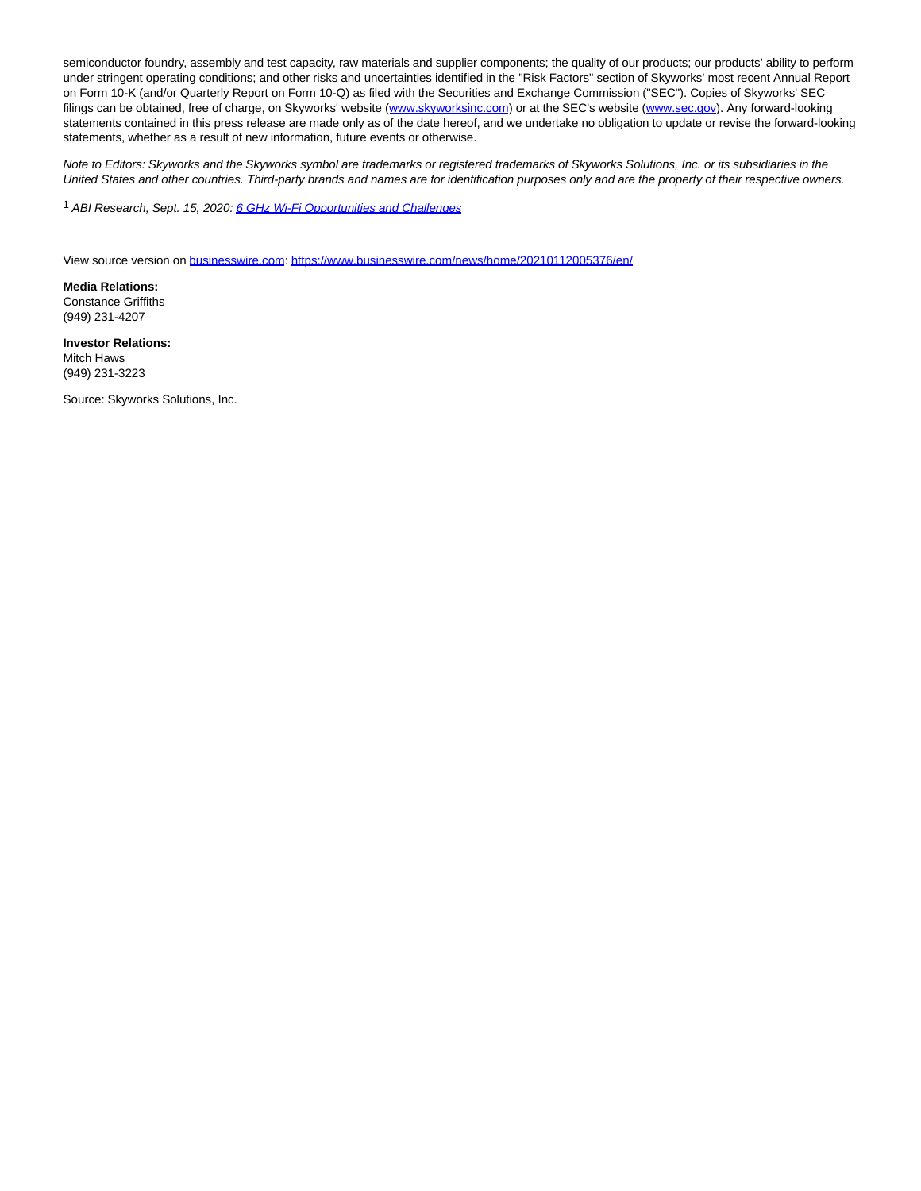semiconductor foundry, assembly and test capacity, raw materials and supplier components; the quality of our products; our products' ability to perform under stringent operating conditions; and other risks and uncertainties identified in the "Risk Factors" section of Skyworks' most recent Annual Report on Form 10-K (and/or Quarterly Report on Form 10-Q) as filed with the Securities and Exchange Commission ("SEC"). Copies of Skyworks' SEC filings can be obtained, free of charge, on Skyworks' website ([www.skyworksinc.com](http://www.skyworksinc.com)) or at the SEC's website ([www.sec.gov](http://www.sec.gov)). Any forward-looking statements contained in this press release are made only as of the date hereof, and we undertake no obligation to update or revise the forward-looking statements, whether as a result of new information, future events or otherwise.

*Note to Editors: Skyworks and the Skyworks symbol are trademarks or registered trademarks of Skyworks Solutions, Inc. or its subsidiaries in the United States and other countries. Third-party brands and names are for identification purposes only and are the property of their respective owners.*

[1] *ABI Research, Sept. 15, 2020: 6 GHz Wi-Fi Opportunities and Challenges*

View source version on businesswire.com: [https://www.businesswire.com/news/home/20210112005376/en/](https://www.businesswire.com/news/home/20210112005376/en/)

**Media Relations:**
Constance Griffiths
(949) 231-4207

**Investor Relations:**
Mitch Haws
(949) 231-3223

Source: Skyworks Solutions, Inc.